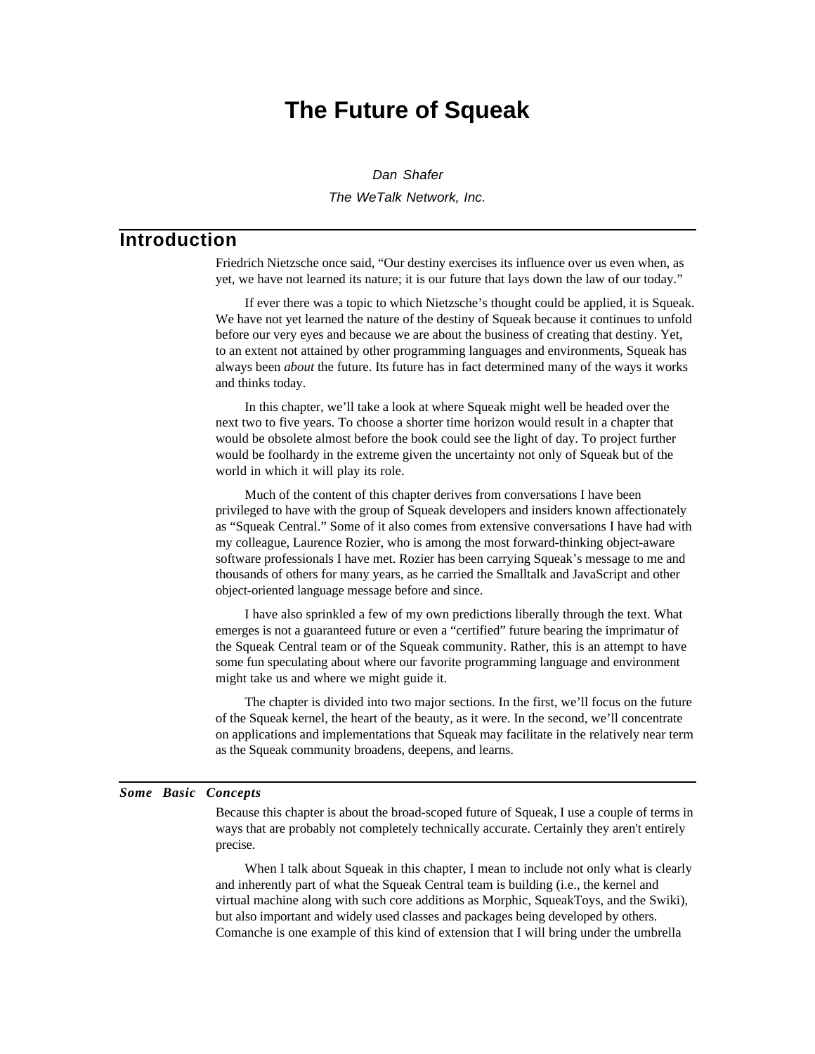# The Future of Squeak

*Dan Shafer*

*The WeTalk Network, Inc.*

## Introduction

Friedrich Nietzsche once said, “Our destiny exercises its influence over us even when, as yet, we have not learned its nature; it is our future that lays down the law of our today.”

If ever there was a topic to which Nietzsche’s thought could be applied, it is Squeak. We have not yet learned the nature of the destiny of Squeak because it continues to unfold before our very eyes and because we are about the business of creating that destiny. Yet, to an extent not attained by other programming languages and environments, Squeak has always been *about* the future. Its future has in fact determined many of the ways it works and thinks today.

In this chapter, we’ll take a look at where Squeak might well be headed over the next two to five years. To choose a shorter time horizon would result in a chapter that would be obsolete almost before the book could see the light of day. To project further would be foolhardy in the extreme given the uncertainty not only of Squeak but of the world in which it will play its role.

Much of the content of this chapter derives from conversations I have been privileged to have with the group of Squeak developers and insiders known affectionately as “Squeak Central.” Some of it also comes from extensive conversations I have had with my colleague, Laurence Rozier, who is among the most forward-thinking object-aware software professionals I have met. Rozier has been carrying Squeak’s message to me and thousands of others for many years, as he carried the Smalltalk and JavaScript and other object-oriented language message before and since.

I have also sprinkled a few of my own predictions liberally through the text. What emerges is not a guaranteed future or even a “certified” future bearing the imprimatur of the Squeak Central team or of the Squeak community. Rather, this is an attempt to have some fun speculating about where our favorite programming language and environment might take us and where we might guide it.

The chapter is divided into two major sections. In the first, we’ll focus on the future of the Squeak kernel, the heart of the beauty, as it were. In the second, we’ll concentrate on applications and implementations that Squeak may facilitate in the relatively near term as the Squeak community broadens, deepens, and learns.

### *Some Basic Concepts*

Because this chapter is about the broad-scoped future of Squeak, I use a couple of terms in ways that are probably not completely technically accurate. Certainly they aren't entirely precise.

When I talk about Squeak in this chapter, I mean to include not only what is clearly and inherently part of what the Squeak Central team is building (i.e., the kernel and virtual machine along with such core additions as Morphic, SqueakToys, and the Swiki), but also important and widely used classes and packages being developed by others. Comanche is one example of this kind of extension that I will bring under the umbrella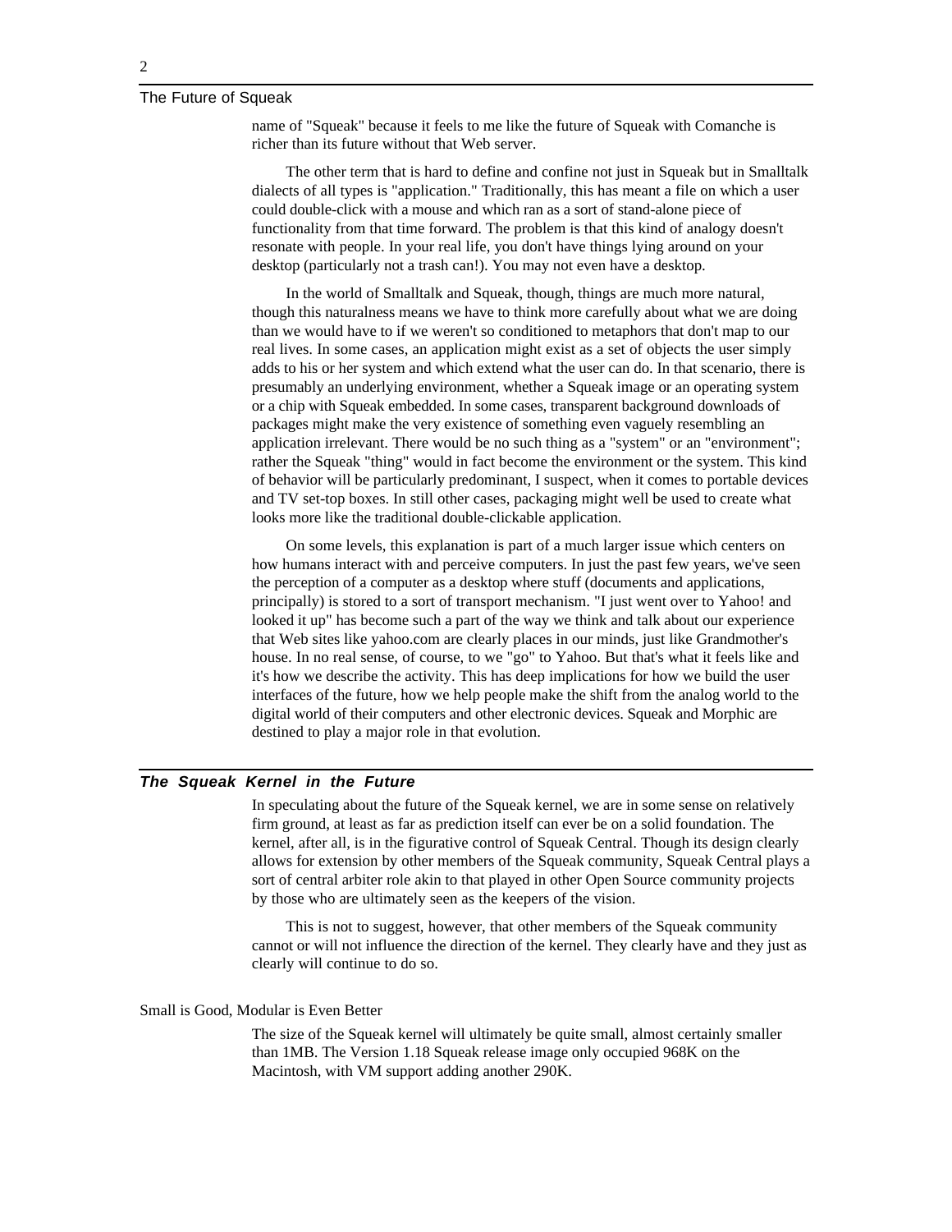name of "Squeak" because it feels to me like the future of Squeak with Comanche is richer than its future without that Web server.

The other term that is hard to define and confine not just in Squeak but in Smalltalk dialects of all types is "application." Traditionally, this has meant a file on which a user could double-click with a mouse and which ran as a sort of stand-alone piece of functionality from that time forward. The problem is that this kind of analogy doesn't resonate with people. In your real life, you don't have things lying around on your desktop (particularly not a trash can!). You may not even have a desktop.

In the world of Smalltalk and Squeak, though, things are much more natural, though this naturalness means we have to think more carefully about what we are doing than we would have to if we weren't so conditioned to metaphors that don't map to our real lives. In some cases, an application might exist as a set of objects the user simply adds to his or her system and which extend what the user can do. In that scenario, there is presumably an underlying environment, whether a Squeak image or an operating system or a chip with Squeak embedded. In some cases, transparent background downloads of packages might make the very existence of something even vaguely resembling an application irrelevant. There would be no such thing as a "system" or an "environment"; rather the Squeak "thing" would in fact become the environment or the system. This kind of behavior will be particularly predominant, I suspect, when it comes to portable devices and TV set-top boxes. In still other cases, packaging might well be used to create what looks more like the traditional double-clickable application.

On some levels, this explanation is part of a much larger issue which centers on how humans interact with and perceive computers. In just the past few years, we've seen the perception of a computer as a desktop where stuff (documents and applications, principally) is stored to a sort of transport mechanism. "I just went over to Yahoo! and looked it up" has become such a part of the way we think and talk about our experience that Web sites like yahoo.com are clearly places in our minds, just like Grandmother's house. In no real sense, of course, to we "go" to Yahoo. But that's what it feels like and it's how we describe the activity. This has deep implications for how we build the user interfaces of the future, how we help people make the shift from the analog world to the digital world of their computers and other electronic devices. Squeak and Morphic are destined to play a major role in that evolution.

## The Squeak Kernel in the Future

In speculating about the future of the Squeak kernel, we are in some sense on relatively firm ground, at least as far as prediction itself can ever be on a solid foundation. The kernel, after all, is in the figurative control of Squeak Central. Though its design clearly allows for extension by other members of the Squeak community, Squeak Central plays a sort of central arbiter role akin to that played in other Open Source community projects by those who are ultimately seen as the keepers of the vision.

This is not to suggest, however, that other members of the Squeak community cannot or will not influence the direction of the kernel. They clearly have and they just as clearly will continue to do so.

### Small is Good, Modular is Even Better

The size of the Squeak kernel will ultimately be quite small, almost certainly smaller than 1MB. The Version 1.18 Squeak release image only occupied 968K on the Macintosh, with VM support adding another 290K.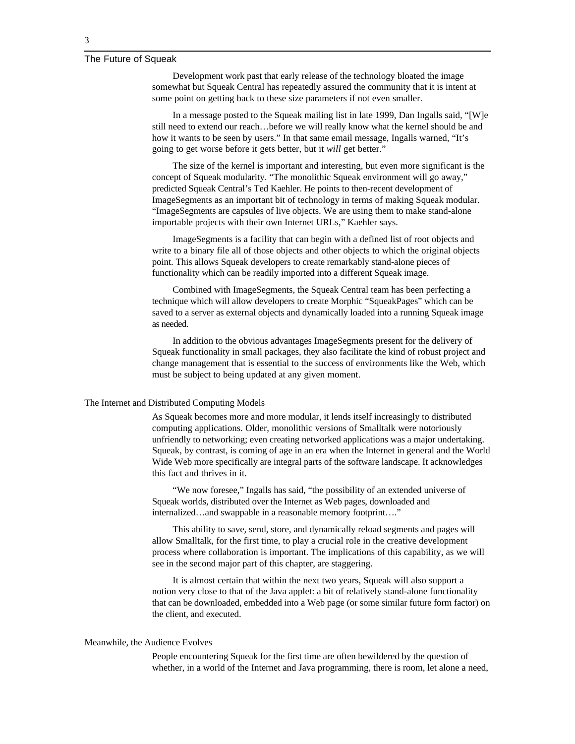Development work past that early release of the technology bloated the image somewhat but Squeak Central has repeatedly assured the community that it is intent at some point on getting back to these size parameters if not even smaller.

In a message posted to the Squeak mailing list in late 1999, Dan Ingalls said, "[W]e still need to extend our reach…before we will really know what the kernel should be and how it wants to be seen by users." In that same email message, Ingalls warned, "It's going to get worse before it gets better, but it *will* get better."

The size of the kernel is important and interesting, but even more significant is the concept of Squeak modularity. "The monolithic Squeak environment will go away," predicted Squeak Central's Ted Kaehler. He points to then-recent development of ImageSegments as an important bit of technology in terms of making Squeak modular. "ImageSegments are capsules of live objects. We are using them to make stand-alone importable projects with their own Internet URLs," Kaehler says.

ImageSegments is a facility that can begin with a defined list of root objects and write to a binary file all of those objects and other objects to which the original objects point. This allows Squeak developers to create remarkably stand-alone pieces of functionality which can be readily imported into a different Squeak image.

Combined with ImageSegments, the Squeak Central team has been perfecting a technique which will allow developers to create Morphic "SqueakPages" which can be saved to a server as external objects and dynamically loaded into a running Squeak image as needed.

In addition to the obvious advantages ImageSegments present for the delivery of Squeak functionality in small packages, they also facilitate the kind of robust project and change management that is essential to the success of environments like the Web, which must be subject to being updated at any given moment.

## The Internet and Distributed Computing Models

As Squeak becomes more and more modular, it lends itself increasingly to distributed computing applications. Older, monolithic versions of Smalltalk were notoriously unfriendly to networking; even creating networked applications was a major undertaking. Squeak, by contrast, is coming of age in an era when the Internet in general and the World Wide Web more specifically are integral parts of the software landscape. It acknowledges this fact and thrives in it.

"We now foresee," Ingalls has said, "the possibility of an extended universe of Squeak worlds, distributed over the Internet as Web pages, downloaded and internalized…and swappable in a reasonable memory footprint…."

This ability to save, send, store, and dynamically reload segments and pages will allow Smalltalk, for the first time, to play a crucial role in the creative development process where collaboration is important. The implications of this capability, as we will see in the second major part of this chapter, are staggering.

It is almost certain that within the next two years, Squeak will also support a notion very close to that of the Java applet: a bit of relatively stand-alone functionality that can be downloaded, embedded into a Web page (or some similar future form factor) on the client, and executed.

## Meanwhile, the Audience Evolves

People encountering Squeak for the first time are often bewildered by the question of whether, in a world of the Internet and Java programming, there is room, let alone a need,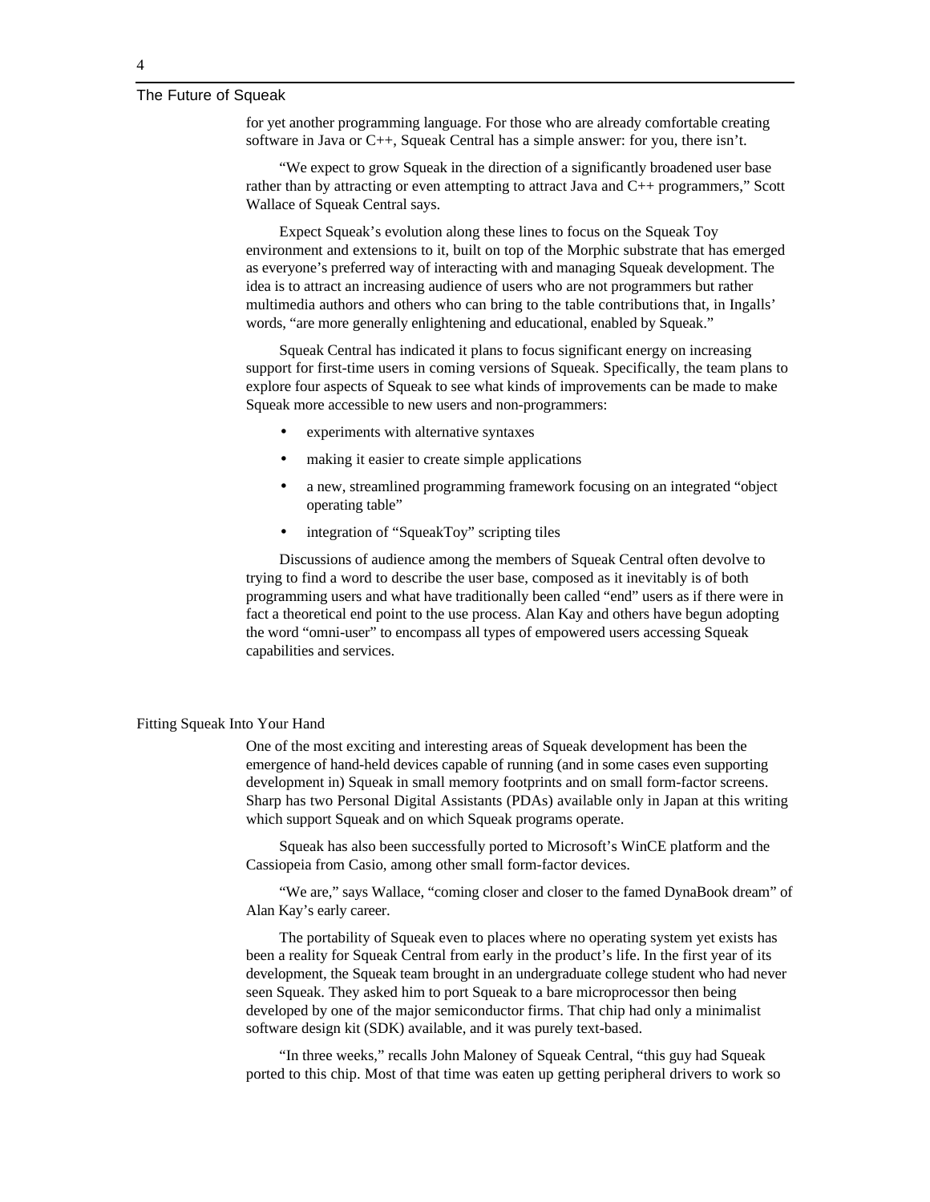for yet another programming language. For those who are already comfortable creating software in Java or C++, Squeak Central has a simple answer: for you, there isn't.

"We expect to grow Squeak in the direction of a significantly broadened user base rather than by attracting or even attempting to attract Java and C++ programmers," Scott Wallace of Squeak Central says.

Expect Squeak's evolution along these lines to focus on the Squeak Toy environment and extensions to it, built on top of the Morphic substrate that has emerged as everyone's preferred way of interacting with and managing Squeak development. The idea is to attract an increasing audience of users who are not programmers but rather multimedia authors and others who can bring to the table contributions that, in Ingalls' words, "are more generally enlightening and educational, enabled by Squeak."

Squeak Central has indicated it plans to focus significant energy on increasing support for first-time users in coming versions of Squeak. Specifically, the team plans to explore four aspects of Squeak to see what kinds of improvements can be made to make Squeak more accessible to new users and non-programmers:

- experiments with alternative syntaxes
- making it easier to create simple applications
- a new, streamlined programming framework focusing on an integrated "object operating table"
- integration of "SqueakToy" scripting tiles

Discussions of audience among the members of Squeak Central often devolve to trying to find a word to describe the user base, composed as it inevitably is of both programming users and what have traditionally been called "end" users as if there were in fact a theoretical end point to the use process. Alan Kay and others have begun adopting the word "omni-user" to encompass all types of empowered users accessing Squeak capabilities and services.

## Fitting Squeak Into Your Hand

One of the most exciting and interesting areas of Squeak development has been the emergence of hand-held devices capable of running (and in some cases even supporting development in) Squeak in small memory footprints and on small form-factor screens. Sharp has two Personal Digital Assistants (PDAs) available only in Japan at this writing which support Squeak and on which Squeak programs operate.

Squeak has also been successfully ported to Microsoft's WinCE platform and the Cassiopeia from Casio, among other small form-factor devices.

"We are," says Wallace, "coming closer and closer to the famed DynaBook dream" of Alan Kay's early career.

The portability of Squeak even to places where no operating system yet exists has been a reality for Squeak Central from early in the product's life. In the first year of its development, the Squeak team brought in an undergraduate college student who had never seen Squeak. They asked him to port Squeak to a bare microprocessor then being developed by one of the major semiconductor firms. That chip had only a minimalist software design kit (SDK) available, and it was purely text-based.

"In three weeks," recalls John Maloney of Squeak Central, "this guy had Squeak ported to this chip. Most of that time was eaten up getting peripheral drivers to work so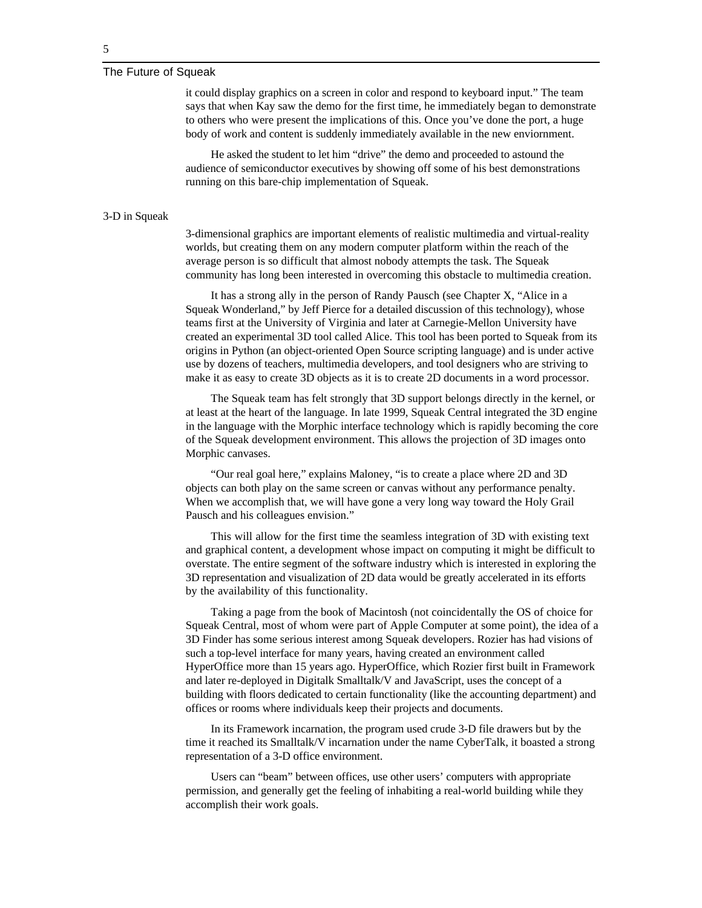it could display graphics on a screen in color and respond to keyboard input." The team says that when Kay saw the demo for the first time, he immediately began to demonstrate to others who were present the implications of this. Once you've done the port, a huge body of work and content is suddenly immediately available in the new enviornment.

He asked the student to let him "drive" the demo and proceeded to astound the audience of semiconductor executives by showing off some of his best demonstrations running on this bare-chip implementation of Squeak.

## 3-D in Squeak

3-dimensional graphics are important elements of realistic multimedia and virtual-reality worlds, but creating them on any modern computer platform within the reach of the average person is so difficult that almost nobody attempts the task. The Squeak community has long been interested in overcoming this obstacle to multimedia creation.

It has a strong ally in the person of Randy Pausch (see Chapter X, "Alice in a Squeak Wonderland," by Jeff Pierce for a detailed discussion of this technology), whose teams first at the University of Virginia and later at Carnegie-Mellon University have created an experimental 3D tool called Alice. This tool has been ported to Squeak from its origins in Python (an object-oriented Open Source scripting language) and is under active use by dozens of teachers, multimedia developers, and tool designers who are striving to make it as easy to create 3D objects as it is to create 2D documents in a word processor.

The Squeak team has felt strongly that 3D support belongs directly in the kernel, or at least at the heart of the language. In late 1999, Squeak Central integrated the 3D engine in the language with the Morphic interface technology which is rapidly becoming the core of the Squeak development environment. This allows the projection of 3D images onto Morphic canvases.

"Our real goal here," explains Maloney, "is to create a place where 2D and 3D objects can both play on the same screen or canvas without any performance penalty. When we accomplish that, we will have gone a very long way toward the Holy Grail Pausch and his colleagues envision."

This will allow for the first time the seamless integration of 3D with existing text and graphical content, a development whose impact on computing it might be difficult to overstate. The entire segment of the software industry which is interested in exploring the 3D representation and visualization of 2D data would be greatly accelerated in its efforts by the availability of this functionality.

Taking a page from the book of Macintosh (not coincidentally the OS of choice for Squeak Central, most of whom were part of Apple Computer at some point), the idea of a 3D Finder has some serious interest among Squeak developers. Rozier has had visions of such a top-level interface for many years, having created an environment called HyperOffice more than 15 years ago. HyperOffice, which Rozier first built in Framework and later re-deployed in Digitalk Smalltalk/V and JavaScript, uses the concept of a building with floors dedicated to certain functionality (like the accounting department) and offices or rooms where individuals keep their projects and documents.

In its Framework incarnation, the program used crude 3-D file drawers but by the time it reached its Smalltalk/V incarnation under the name CyberTalk, it boasted a strong representation of a 3-D office environment.

Users can "beam" between offices, use other users' computers with appropriate permission, and generally get the feeling of inhabiting a real-world building while they accomplish their work goals.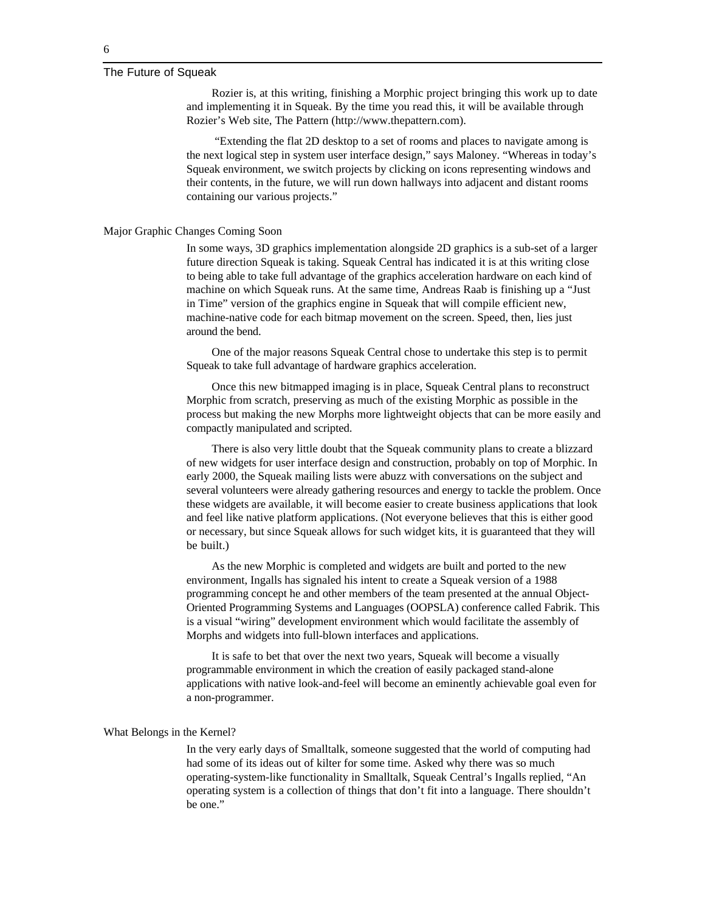Rozier is, at this writing, finishing a Morphic project bringing this work up to date and implementing it in Squeak. By the time you read this, it will be available through Rozier's Web site, The Pattern (http://www.thepattern.com).

"Extending the flat 2D desktop to a set of rooms and places to navigate among is the next logical step in system user interface design," says Maloney. "Whereas in today's Squeak environment, we switch projects by clicking on icons representing windows and their contents, in the future, we will run down hallways into adjacent and distant rooms containing our various projects."

## Major Graphic Changes Coming Soon

In some ways, 3D graphics implementation alongside 2D graphics is a sub-set of a larger future direction Squeak is taking. Squeak Central has indicated it is at this writing close to being able to take full advantage of the graphics acceleration hardware on each kind of machine on which Squeak runs. At the same time, Andreas Raab is finishing up a "Just in Time" version of the graphics engine in Squeak that will compile efficient new, machine-native code for each bitmap movement on the screen. Speed, then, lies just around the bend.

One of the major reasons Squeak Central chose to undertake this step is to permit Squeak to take full advantage of hardware graphics acceleration.

Once this new bitmapped imaging is in place, Squeak Central plans to reconstruct Morphic from scratch, preserving as much of the existing Morphic as possible in the process but making the new Morphs more lightweight objects that can be more easily and compactly manipulated and scripted.

There is also very little doubt that the Squeak community plans to create a blizzard of new widgets for user interface design and construction, probably on top of Morphic. In early 2000, the Squeak mailing lists were abuzz with conversations on the subject and several volunteers were already gathering resources and energy to tackle the problem. Once these widgets are available, it will become easier to create business applications that look and feel like native platform applications. (Not everyone believes that this is either good or necessary, but since Squeak allows for such widget kits, it is guaranteed that they will be built.)

As the new Morphic is completed and widgets are built and ported to the new environment, Ingalls has signaled his intent to create a Squeak version of a 1988 programming concept he and other members of the team presented at the annual Object-Oriented Programming Systems and Languages (OOPSLA) conference called Fabrik. This is a visual "wiring" development environment which would facilitate the assembly of Morphs and widgets into full-blown interfaces and applications.

It is safe to bet that over the next two years, Squeak will become a visually programmable environment in which the creation of easily packaged stand-alone applications with native look-and-feel will become an eminently achievable goal even for a non-programmer.

## What Belongs in the Kernel?

In the very early days of Smalltalk, someone suggested that the world of computing had had some of its ideas out of kilter for some time. Asked why there was so much operating-system-like functionality in Smalltalk, Squeak Central's Ingalls replied, "An operating system is a collection of things that don't fit into a language. There shouldn't be one."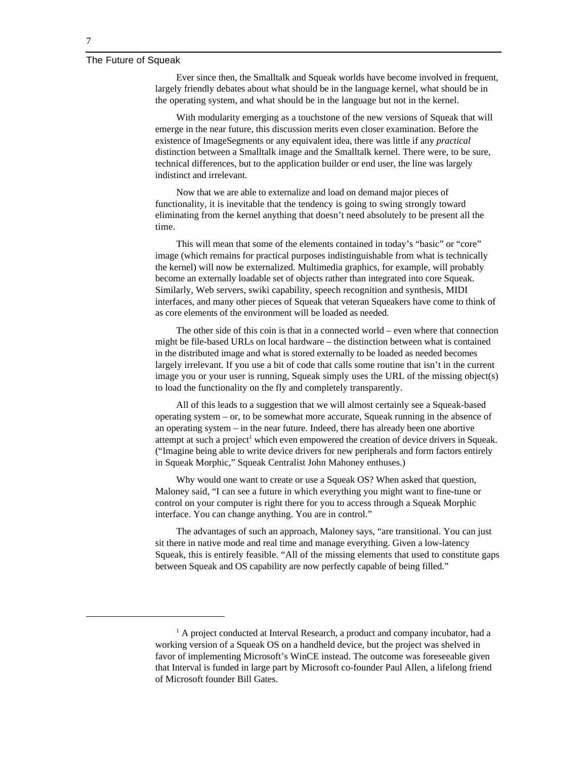Ever since then, the Smalltalk and Squeak worlds have become involved in frequent, largely friendly debates about what should be in the language kernel, what should be in the operating system, and what should be in the language but not in the kernel.

With modularity emerging as a touchstone of the new versions of Squeak that will emerge in the near future, this discussion merits even closer examination. Before the existence of ImageSegments or any equivalent idea, there was little if any *practical* distinction between a Smalltalk image and the Smalltalk kernel. There were, to be sure, technical differences, but to the application builder or end user, the line was largely indistinct and irrelevant.

Now that we are able to externalize and load on demand major pieces of functionality, it is inevitable that the tendency is going to swing strongly toward eliminating from the kernel anything that doesn't need absolutely to be present all the time.

This will mean that some of the elements contained in today's "basic" or "core" image (which remains for practical purposes indistinguishable from what is technically the kernel) will now be externalized. Multimedia graphics, for example, will probably become an externally loadable set of objects rather than integrated into core Squeak. Similarly, Web servers, swiki capability, speech recognition and synthesis, MIDI interfaces, and many other pieces of Squeak that veteran Squeakers have come to think of as core elements of the environment will be loaded as needed.

The other side of this coin is that in a connected world – even where that connection might be file-based URLs on local hardware – the distinction between what is contained in the distributed image and what is stored externally to be loaded as needed becomes largely irrelevant. If you use a bit of code that calls some routine that isn't in the current image you or your user is running, Squeak simply uses the URL of the missing object(s) to load the functionality on the fly and completely transparently.

All of this leads to a suggestion that we will almost certainly see a Squeak-based operating system – or, to be somewhat more accurate, Squeak running in the absence of an operating system – in the near future. Indeed, there has already been one abortive attempt at such a project[1] which even empowered the creation of device drivers in Squeak. ("Imagine being able to write device drivers for new peripherals and form factors entirely in Squeak Morphic," Squeak Centralist John Mahoney enthuses.)

Why would one want to create or use a Squeak OS? When asked that question, Maloney said, "I can see a future in which everything you might want to fine-tune or control on your computer is right there for you to access through a Squeak Morphic interface. You can change anything. You are in control."

The advantages of such an approach, Maloney says, "are transitional. You can just sit there in native mode and real time and manage everything. Given a low-latency Squeak, this is entirely feasible. "All of the missing elements that used to constitute gaps between Squeak and OS capability are now perfectly capable of being filled."

---

[1] A project conducted at Interval Research, a product and company incubator, had a working version of a Squeak OS on a handheld device, but the project was shelved in favor of implementing Microsoft's WinCE instead. The outcome was foreseeable given that Interval is funded in large part by Microsoft co-founder Paul Allen, a lifelong friend of Microsoft founder Bill Gates.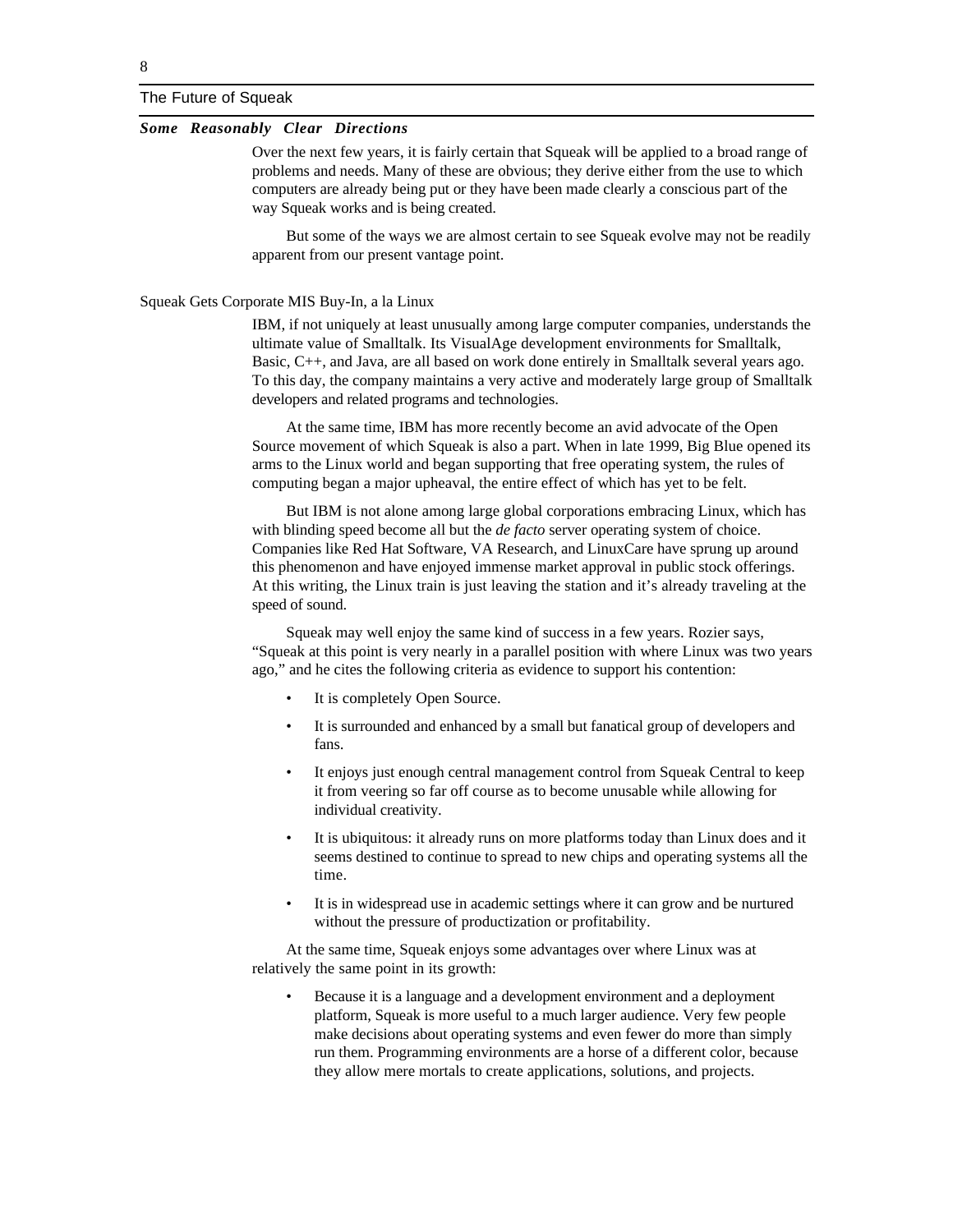## *Some Reasonably Clear Directions*

Over the next few years, it is fairly certain that Squeak will be applied to a broad range of problems and needs. Many of these are obvious; they derive either from the use to which computers are already being put or they have been made clearly a conscious part of the way Squeak works and is being created.

But some of the ways we are almost certain to see Squeak evolve may not be readily apparent from our present vantage point.

### Squeak Gets Corporate MIS Buy-In, a la Linux

IBM, if not uniquely at least unusually among large computer companies, understands the ultimate value of Smalltalk. Its VisualAge development environments for Smalltalk, Basic, C++, and Java, are all based on work done entirely in Smalltalk several years ago. To this day, the company maintains a very active and moderately large group of Smalltalk developers and related programs and technologies.

At the same time, IBM has more recently become an avid advocate of the Open Source movement of which Squeak is also a part. When in late 1999, Big Blue opened its arms to the Linux world and began supporting that free operating system, the rules of computing began a major upheaval, the entire effect of which has yet to be felt.

But IBM is not alone among large global corporations embracing Linux, which has with blinding speed become all but the *de facto* server operating system of choice. Companies like Red Hat Software, VA Research, and LinuxCare have sprung up around this phenomenon and have enjoyed immense market approval in public stock offerings. At this writing, the Linux train is just leaving the station and it's already traveling at the speed of sound.

Squeak may well enjoy the same kind of success in a few years. Rozier says, "Squeak at this point is very nearly in a parallel position with where Linux was two years ago," and he cites the following criteria as evidence to support his contention:

- It is completely Open Source.
- It is surrounded and enhanced by a small but fanatical group of developers and fans.
- It enjoys just enough central management control from Squeak Central to keep it from veering so far off course as to become unusable while allowing for individual creativity.
- It is ubiquitous: it already runs on more platforms today than Linux does and it seems destined to continue to spread to new chips and operating systems all the time.
- It is in widespread use in academic settings where it can grow and be nurtured without the pressure of productization or profitability.

At the same time, Squeak enjoys some advantages over where Linux was at relatively the same point in its growth:

- Because it is a language and a development environment and a deployment platform, Squeak is more useful to a much larger audience. Very few people make decisions about operating systems and even fewer do more than simply run them. Programming environments are a horse of a different color, because they allow mere mortals to create applications, solutions, and projects.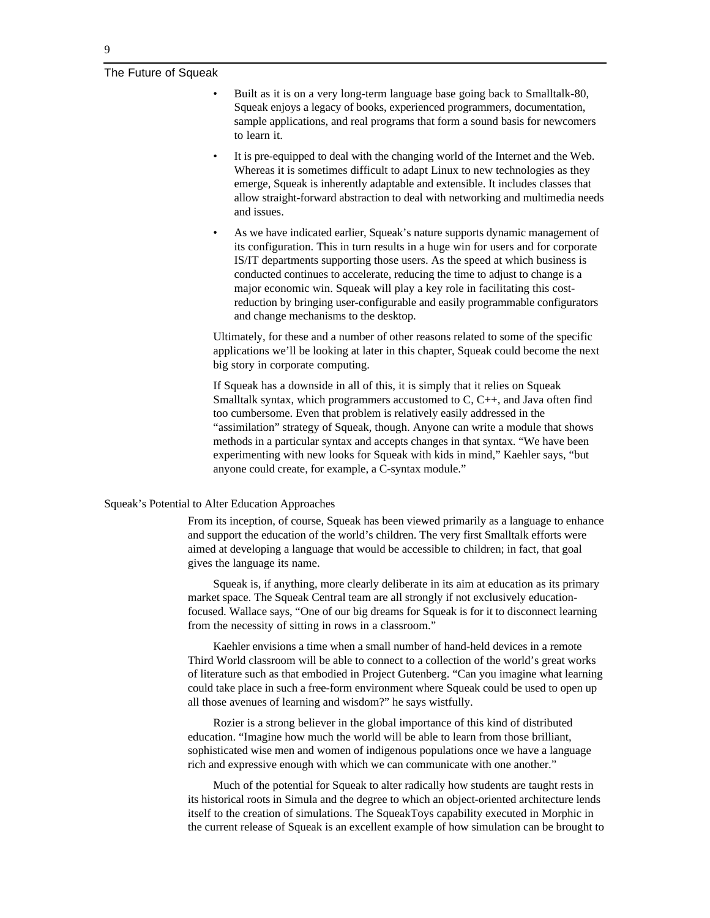- Built as it is on a very long-term language base going back to Smalltalk-80, Squeak enjoys a legacy of books, experienced programmers, documentation, sample applications, and real programs that form a sound basis for newcomers to learn it.
- It is pre-equipped to deal with the changing world of the Internet and the Web. Whereas it is sometimes difficult to adapt Linux to new technologies as they emerge, Squeak is inherently adaptable and extensible. It includes classes that allow straight-forward abstraction to deal with networking and multimedia needs and issues.
- As we have indicated earlier, Squeak's nature supports dynamic management of its configuration. This in turn results in a huge win for users and for corporate IS/IT departments supporting those users. As the speed at which business is conducted continues to accelerate, reducing the time to adjust to change is a major economic win. Squeak will play a key role in facilitating this cost-reduction by bringing user-configurable and easily programmable configurators and change mechanisms to the desktop.

Ultimately, for these and a number of other reasons related to some of the specific applications we'll be looking at later in this chapter, Squeak could become the next big story in corporate computing.

If Squeak has a downside in all of this, it is simply that it relies on Squeak Smalltalk syntax, which programmers accustomed to C, C++, and Java often find too cumbersome. Even that problem is relatively easily addressed in the "assimilation" strategy of Squeak, though. Anyone can write a module that shows methods in a particular syntax and accepts changes in that syntax. "We have been experimenting with new looks for Squeak with kids in mind," Kaehler says, "but anyone could create, for example, a C-syntax module."

## Squeak's Potential to Alter Education Approaches

From its inception, of course, Squeak has been viewed primarily as a language to enhance and support the education of the world's children. The very first Smalltalk efforts were aimed at developing a language that would be accessible to children; in fact, that goal gives the language its name.

Squeak is, if anything, more clearly deliberate in its aim at education as its primary market space. The Squeak Central team are all strongly if not exclusively education-focused. Wallace says, "One of our big dreams for Squeak is for it to disconnect learning from the necessity of sitting in rows in a classroom."

Kaehler envisions a time when a small number of hand-held devices in a remote Third World classroom will be able to connect to a collection of the world's great works of literature such as that embodied in Project Gutenberg. "Can you imagine what learning could take place in such a free-form environment where Squeak could be used to open up all those avenues of learning and wisdom?" he says wistfully.

Rozier is a strong believer in the global importance of this kind of distributed education. "Imagine how much the world will be able to learn from those brilliant, sophisticated wise men and women of indigenous populations once we have a language rich and expressive enough with which we can communicate with one another."

Much of the potential for Squeak to alter radically how students are taught rests in its historical roots in Simula and the degree to which an object-oriented architecture lends itself to the creation of simulations. The SqueakToys capability executed in Morphic in the current release of Squeak is an excellent example of how simulation can be brought to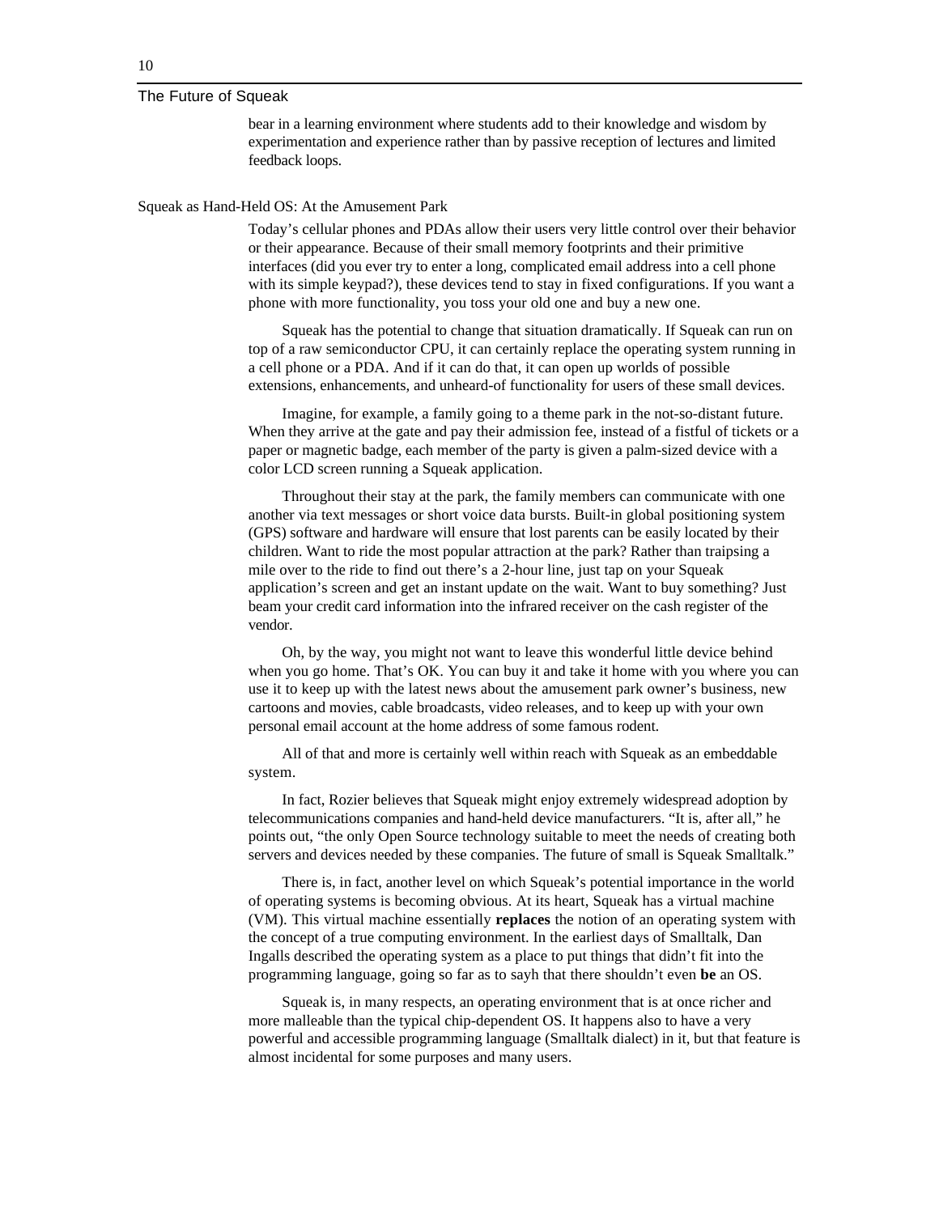bear in a learning environment where students add to their knowledge and wisdom by experimentation and experience rather than by passive reception of lectures and limited feedback loops.

## Squeak as Hand-Held OS: At the Amusement Park

Today's cellular phones and PDAs allow their users very little control over their behavior or their appearance. Because of their small memory footprints and their primitive interfaces (did you ever try to enter a long, complicated email address into a cell phone with its simple keypad?), these devices tend to stay in fixed configurations. If you want a phone with more functionality, you toss your old one and buy a new one.

Squeak has the potential to change that situation dramatically. If Squeak can run on top of a raw semiconductor CPU, it can certainly replace the operating system running in a cell phone or a PDA. And if it can do that, it can open up worlds of possible extensions, enhancements, and unheard-of functionality for users of these small devices.

Imagine, for example, a family going to a theme park in the not-so-distant future. When they arrive at the gate and pay their admission fee, instead of a fistful of tickets or a paper or magnetic badge, each member of the party is given a palm-sized device with a color LCD screen running a Squeak application.

Throughout their stay at the park, the family members can communicate with one another via text messages or short voice data bursts. Built-in global positioning system (GPS) software and hardware will ensure that lost parents can be easily located by their children. Want to ride the most popular attraction at the park? Rather than traipsing a mile over to the ride to find out there's a 2-hour line, just tap on your Squeak application's screen and get an instant update on the wait. Want to buy something? Just beam your credit card information into the infrared receiver on the cash register of the vendor.

Oh, by the way, you might not want to leave this wonderful little device behind when you go home. That's OK. You can buy it and take it home with you where you can use it to keep up with the latest news about the amusement park owner's business, new cartoons and movies, cable broadcasts, video releases, and to keep up with your own personal email account at the home address of some famous rodent.

All of that and more is certainly well within reach with Squeak as an embeddable system.

In fact, Rozier believes that Squeak might enjoy extremely widespread adoption by telecommunications companies and hand-held device manufacturers. "It is, after all," he points out, "the only Open Source technology suitable to meet the needs of creating both servers and devices needed by these companies. The future of small is Squeak Smalltalk."

There is, in fact, another level on which Squeak's potential importance in the world of operating systems is becoming obvious. At its heart, Squeak has a virtual machine (VM). This virtual machine essentially **replaces** the notion of an operating system with the concept of a true computing environment. In the earliest days of Smalltalk, Dan Ingalls described the operating system as a place to put things that didn't fit into the programming language, going so far as to sayh that there shouldn't even **be** an OS.

Squeak is, in many respects, an operating environment that is at once richer and more malleable than the typical chip-dependent OS. It happens also to have a very powerful and accessible programming language (Smalltalk dialect) in it, but that feature is almost incidental for some purposes and many users.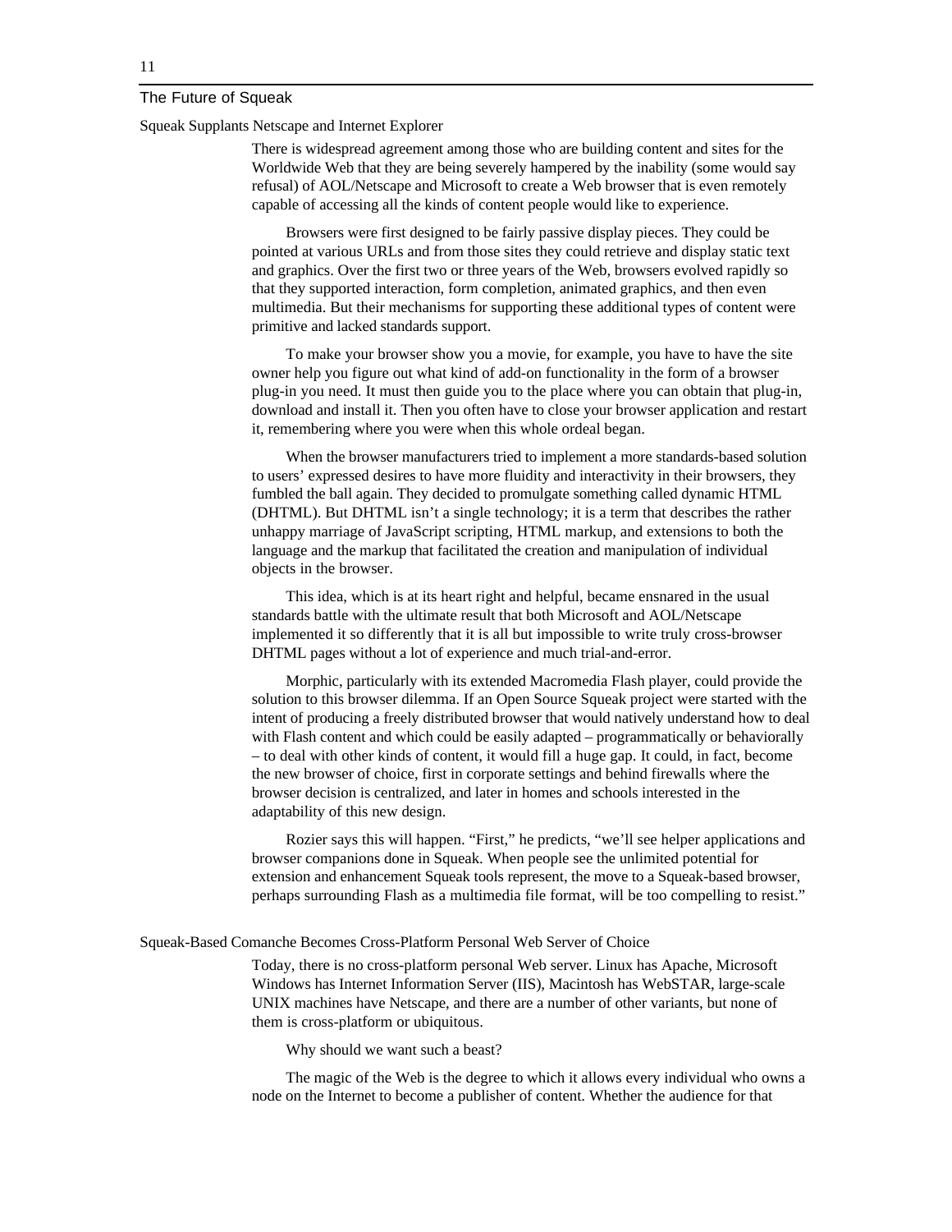## The Future of Squeak

### Squeak Supplants Netscape and Internet Explorer

There is widespread agreement among those who are building content and sites for the Worldwide Web that they are being severely hampered by the inability (some would say refusal) of AOL/Netscape and Microsoft to create a Web browser that is even remotely capable of accessing all the kinds of content people would like to experience.

Browsers were first designed to be fairly passive display pieces. They could be pointed at various URLs and from those sites they could retrieve and display static text and graphics. Over the first two or three years of the Web, browsers evolved rapidly so that they supported interaction, form completion, animated graphics, and then even multimedia. But their mechanisms for supporting these additional types of content were primitive and lacked standards support.

To make your browser show you a movie, for example, you have to have the site owner help you figure out what kind of add-on functionality in the form of a browser plug-in you need. It must then guide you to the place where you can obtain that plug-in, download and install it. Then you often have to close your browser application and restart it, remembering where you were when this whole ordeal began.

When the browser manufacturers tried to implement a more standards-based solution to users' expressed desires to have more fluidity and interactivity in their browsers, they fumbled the ball again. They decided to promulgate something called dynamic HTML (DHTML). But DHTML isn't a single technology; it is a term that describes the rather unhappy marriage of JavaScript scripting, HTML markup, and extensions to both the language and the markup that facilitated the creation and manipulation of individual objects in the browser.

This idea, which is at its heart right and helpful, became ensnared in the usual standards battle with the ultimate result that both Microsoft and AOL/Netscape implemented it so differently that it is all but impossible to write truly cross-browser DHTML pages without a lot of experience and much trial-and-error.

Morphic, particularly with its extended Macromedia Flash player, could provide the solution to this browser dilemma. If an Open Source Squeak project were started with the intent of producing a freely distributed browser that would natively understand how to deal with Flash content and which could be easily adapted – programmatically or behaviorally – to deal with other kinds of content, it would fill a huge gap. It could, in fact, become the new browser of choice, first in corporate settings and behind firewalls where the browser decision is centralized, and later in homes and schools interested in the adaptability of this new design.

Rozier says this will happen. "First," he predicts, "we'll see helper applications and browser companions done in Squeak. When people see the unlimited potential for extension and enhancement Squeak tools represent, the move to a Squeak-based browser, perhaps surrounding Flash as a multimedia file format, will be too compelling to resist."

### Squeak-Based Comanche Becomes Cross-Platform Personal Web Server of Choice

Today, there is no cross-platform personal Web server. Linux has Apache, Microsoft Windows has Internet Information Server (IIS), Macintosh has WebSTAR, large-scale UNIX machines have Netscape, and there are a number of other variants, but none of them is cross-platform or ubiquitous.

Why should we want such a beast?

The magic of the Web is the degree to which it allows every individual who owns a node on the Internet to become a publisher of content. Whether the audience for that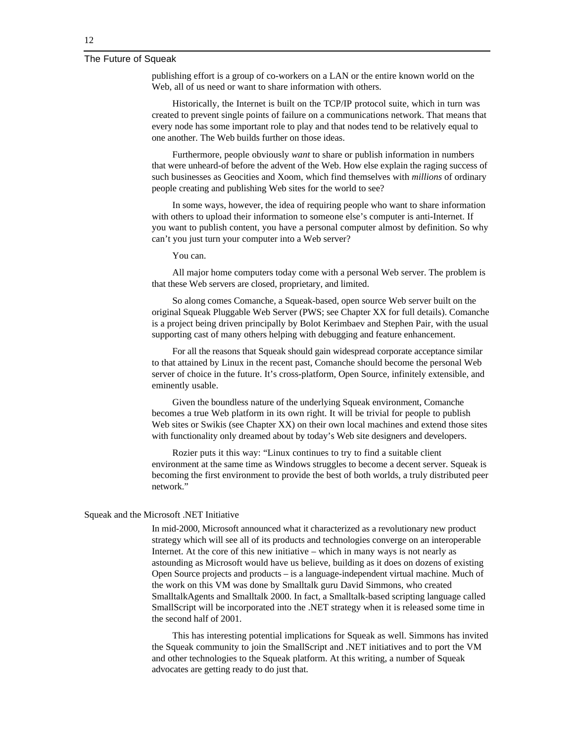publishing effort is a group of co-workers on a LAN or the entire known world on the Web, all of us need or want to share information with others.

Historically, the Internet is built on the TCP/IP protocol suite, which in turn was created to prevent single points of failure on a communications network. That means that every node has some important role to play and that nodes tend to be relatively equal to one another. The Web builds further on those ideas.

Furthermore, people obviously *want* to share or publish information in numbers that were unheard-of before the advent of the Web. How else explain the raging success of such businesses as Geocities and Xoom, which find themselves with *millions* of ordinary people creating and publishing Web sites for the world to see?

In some ways, however, the idea of requiring people who want to share information with others to upload their information to someone else's computer is anti-Internet. If you want to publish content, you have a personal computer almost by definition. So why can't you just turn your computer into a Web server?

You can.

All major home computers today come with a personal Web server. The problem is that these Web servers are closed, proprietary, and limited.

So along comes Comanche, a Squeak-based, open source Web server built on the original Squeak Pluggable Web Server (PWS; see Chapter XX for full details). Comanche is a project being driven principally by Bolot Kerimbaev and Stephen Pair, with the usual supporting cast of many others helping with debugging and feature enhancement.

For all the reasons that Squeak should gain widespread corporate acceptance similar to that attained by Linux in the recent past, Comanche should become the personal Web server of choice in the future. It's cross-platform, Open Source, infinitely extensible, and eminently usable.

Given the boundless nature of the underlying Squeak environment, Comanche becomes a true Web platform in its own right. It will be trivial for people to publish Web sites or Swikis (see Chapter XX) on their own local machines and extend those sites with functionality only dreamed about by today's Web site designers and developers.

Rozier puts it this way: "Linux continues to try to find a suitable client environment at the same time as Windows struggles to become a decent server. Squeak is becoming the first environment to provide the best of both worlds, a truly distributed peer network."

## Squeak and the Microsoft .NET Initiative

In mid-2000, Microsoft announced what it characterized as a revolutionary new product strategy which will see all of its products and technologies converge on an interoperable Internet. At the core of this new initiative – which in many ways is not nearly as astounding as Microsoft would have us believe, building as it does on dozens of existing Open Source projects and products – is a language-independent virtual machine. Much of the work on this VM was done by Smalltalk guru David Simmons, who created SmalltalkAgents and Smalltalk 2000. In fact, a Smalltalk-based scripting language called SmallScript will be incorporated into the .NET strategy when it is released some time in the second half of 2001.

This has interesting potential implications for Squeak as well. Simmons has invited the Squeak community to join the SmallScript and .NET initiatives and to port the VM and other technologies to the Squeak platform. At this writing, a number of Squeak advocates are getting ready to do just that.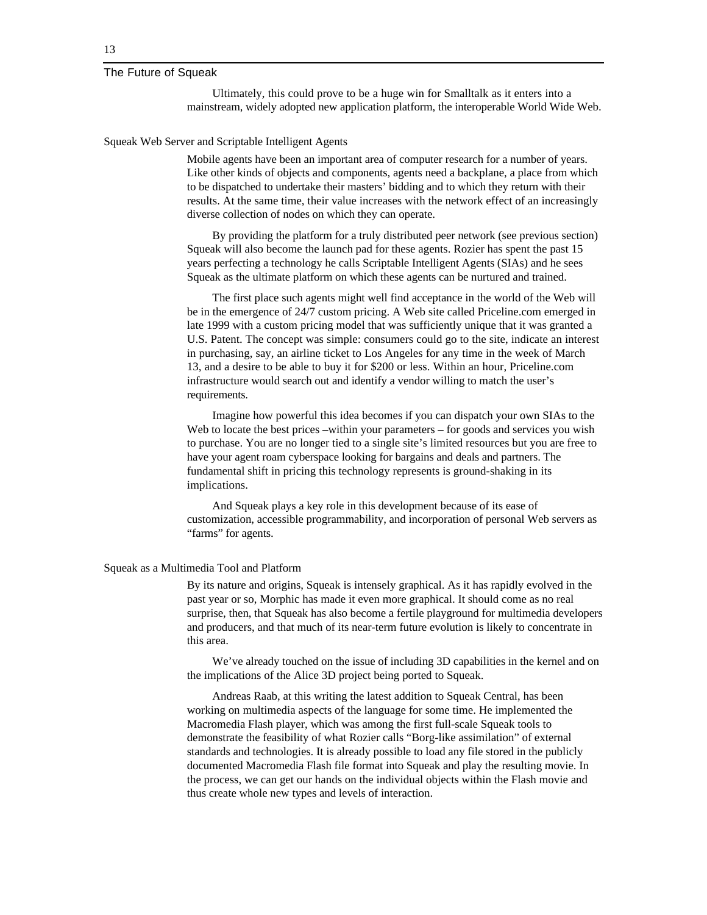Ultimately, this could prove to be a huge win for Smalltalk as it enters into a mainstream, widely adopted new application platform, the interoperable World Wide Web.

## Squeak Web Server and Scriptable Intelligent Agents

Mobile agents have been an important area of computer research for a number of years. Like other kinds of objects and components, agents need a backplane, a place from which to be dispatched to undertake their masters' bidding and to which they return with their results. At the same time, their value increases with the network effect of an increasingly diverse collection of nodes on which they can operate.

By providing the platform for a truly distributed peer network (see previous section) Squeak will also become the launch pad for these agents. Rozier has spent the past 15 years perfecting a technology he calls Scriptable Intelligent Agents (SIAs) and he sees Squeak as the ultimate platform on which these agents can be nurtured and trained.

The first place such agents might well find acceptance in the world of the Web will be in the emergence of 24/7 custom pricing. A Web site called Priceline.com emerged in late 1999 with a custom pricing model that was sufficiently unique that it was granted a U.S. Patent. The concept was simple: consumers could go to the site, indicate an interest in purchasing, say, an airline ticket to Los Angeles for any time in the week of March 13, and a desire to be able to buy it for $200 or less. Within an hour, Priceline.com infrastructure would search out and identify a vendor willing to match the user's requirements.

Imagine how powerful this idea becomes if you can dispatch your own SIAs to the Web to locate the best prices –within your parameters – for goods and services you wish to purchase. You are no longer tied to a single site's limited resources but you are free to have your agent roam cyberspace looking for bargains and deals and partners. The fundamental shift in pricing this technology represents is ground-shaking in its implications.

And Squeak plays a key role in this development because of its ease of customization, accessible programmability, and incorporation of personal Web servers as "farms" for agents.

## Squeak as a Multimedia Tool and Platform

By its nature and origins, Squeak is intensely graphical. As it has rapidly evolved in the past year or so, Morphic has made it even more graphical. It should come as no real surprise, then, that Squeak has also become a fertile playground for multimedia developers and producers, and that much of its near-term future evolution is likely to concentrate in this area.

We've already touched on the issue of including 3D capabilities in the kernel and on the implications of the Alice 3D project being ported to Squeak.

Andreas Raab, at this writing the latest addition to Squeak Central, has been working on multimedia aspects of the language for some time. He implemented the Macromedia Flash player, which was among the first full-scale Squeak tools to demonstrate the feasibility of what Rozier calls "Borg-like assimilation" of external standards and technologies. It is already possible to load any file stored in the publicly documented Macromedia Flash file format into Squeak and play the resulting movie. In the process, we can get our hands on the individual objects within the Flash movie and thus create whole new types and levels of interaction.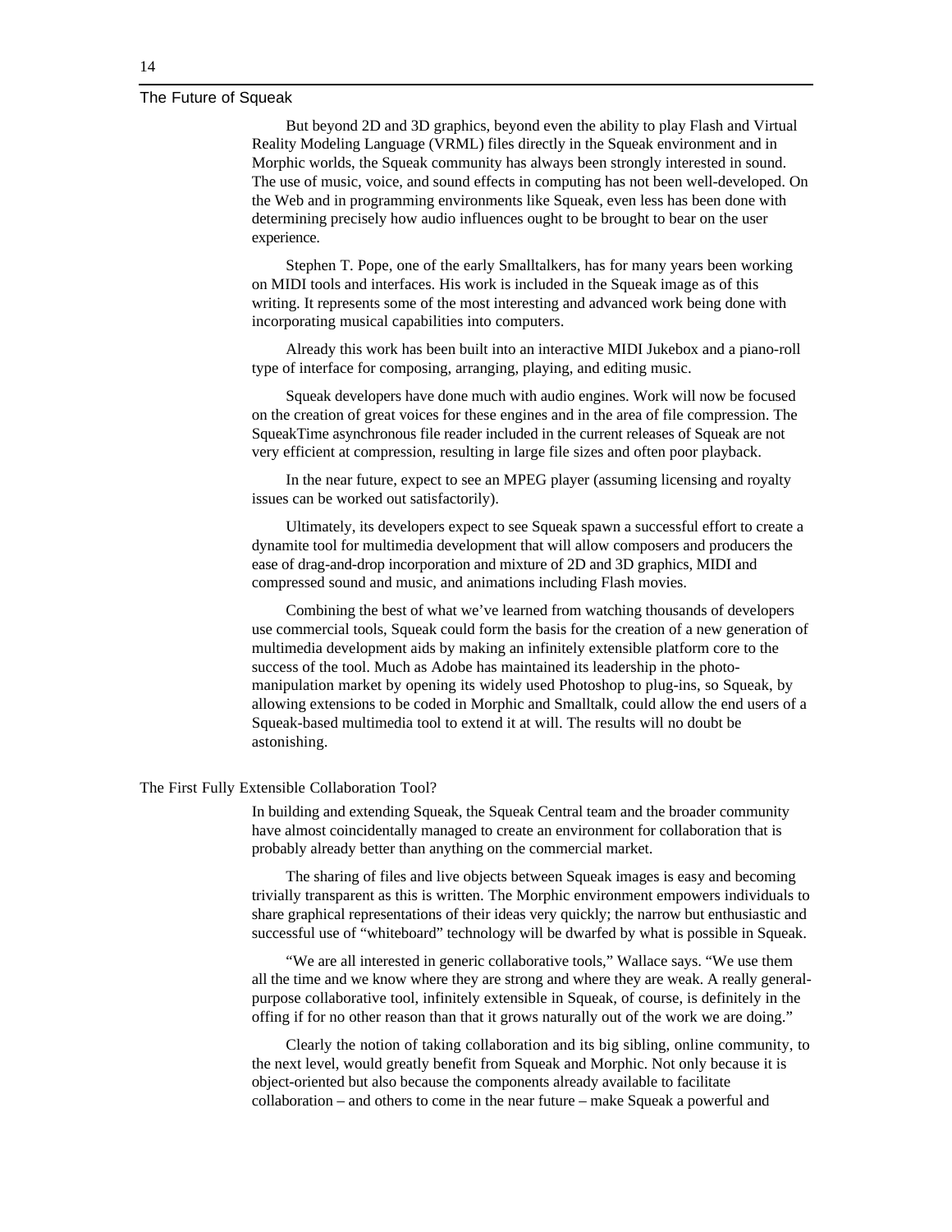But beyond 2D and 3D graphics, beyond even the ability to play Flash and Virtual Reality Modeling Language (VRML) files directly in the Squeak environment and in Morphic worlds, the Squeak community has always been strongly interested in sound. The use of music, voice, and sound effects in computing has not been well-developed. On the Web and in programming environments like Squeak, even less has been done with determining precisely how audio influences ought to be brought to bear on the user experience.

Stephen T. Pope, one of the early Smalltalkers, has for many years been working on MIDI tools and interfaces. His work is included in the Squeak image as of this writing. It represents some of the most interesting and advanced work being done with incorporating musical capabilities into computers.

Already this work has been built into an interactive MIDI Jukebox and a piano-roll type of interface for composing, arranging, playing, and editing music.

Squeak developers have done much with audio engines. Work will now be focused on the creation of great voices for these engines and in the area of file compression. The SqueakTime asynchronous file reader included in the current releases of Squeak are not very efficient at compression, resulting in large file sizes and often poor playback.

In the near future, expect to see an MPEG player (assuming licensing and royalty issues can be worked out satisfactorily).

Ultimately, its developers expect to see Squeak spawn a successful effort to create a dynamite tool for multimedia development that will allow composers and producers the ease of drag-and-drop incorporation and mixture of 2D and 3D graphics, MIDI and compressed sound and music, and animations including Flash movies.

Combining the best of what we've learned from watching thousands of developers use commercial tools, Squeak could form the basis for the creation of a new generation of multimedia development aids by making an infinitely extensible platform core to the success of the tool. Much as Adobe has maintained its leadership in the photo-manipulation market by opening its widely used Photoshop to plug-ins, so Squeak, by allowing extensions to be coded in Morphic and Smalltalk, could allow the end users of a Squeak-based multimedia tool to extend it at will. The results will no doubt be astonishing.

## The First Fully Extensible Collaboration Tool?

In building and extending Squeak, the Squeak Central team and the broader community have almost coincidentally managed to create an environment for collaboration that is probably already better than anything on the commercial market.

The sharing of files and live objects between Squeak images is easy and becoming trivially transparent as this is written. The Morphic environment empowers individuals to share graphical representations of their ideas very quickly; the narrow but enthusiastic and successful use of "whiteboard" technology will be dwarfed by what is possible in Squeak.

"We are all interested in generic collaborative tools," Wallace says. "We use them all the time and we know where they are strong and where they are weak. A really general-purpose collaborative tool, infinitely extensible in Squeak, of course, is definitely in the offing if for no other reason than that it grows naturally out of the work we are doing."

Clearly the notion of taking collaboration and its big sibling, online community, to the next level, would greatly benefit from Squeak and Morphic. Not only because it is object-oriented but also because the components already available to facilitate collaboration – and others to come in the near future – make Squeak a powerful and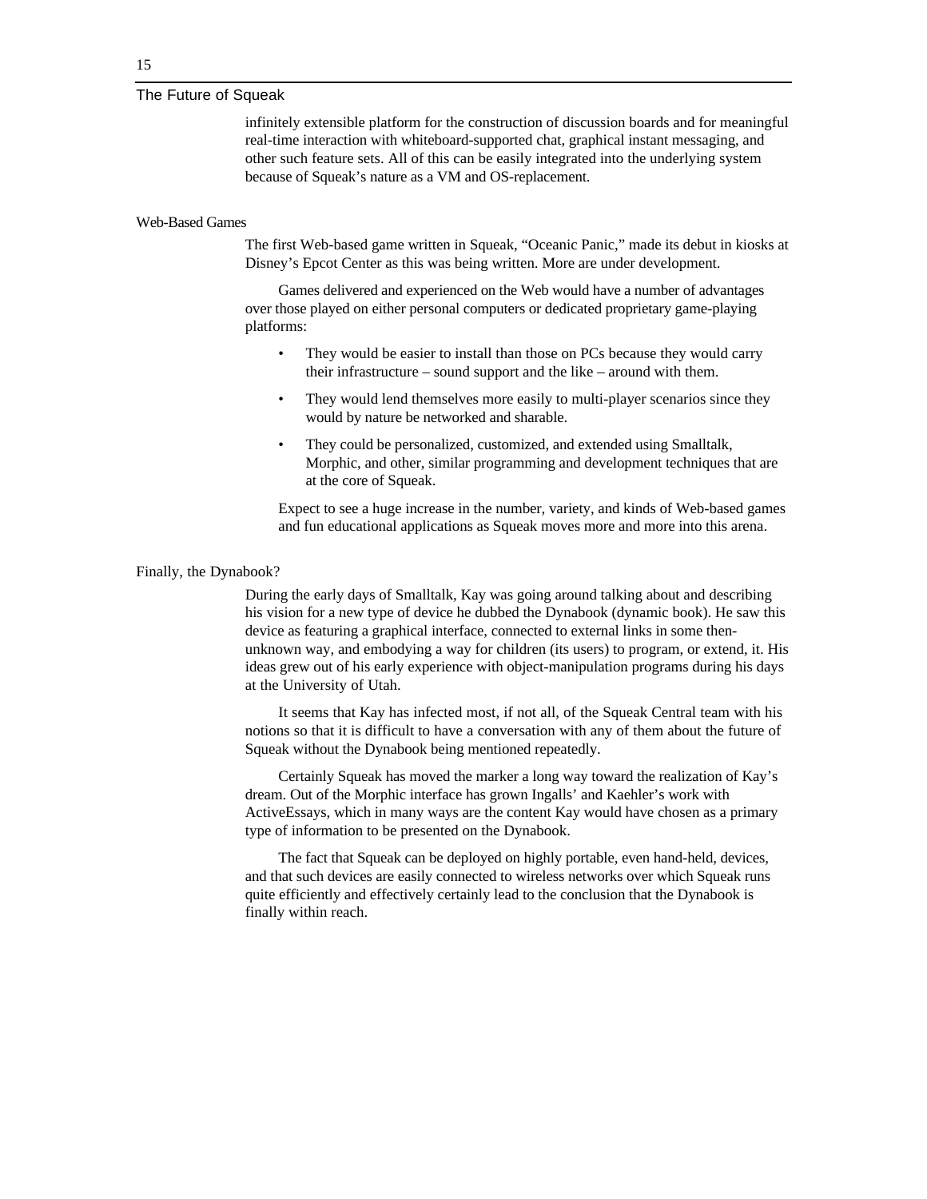infinitely extensible platform for the construction of discussion boards and for meaningful real-time interaction with whiteboard-supported chat, graphical instant messaging, and other such feature sets. All of this can be easily integrated into the underlying system because of Squeak's nature as a VM and OS-replacement.

### Web-Based Games

The first Web-based game written in Squeak, "Oceanic Panic," made its debut in kiosks at Disney's Epcot Center as this was being written. More are under development.

Games delivered and experienced on the Web would have a number of advantages over those played on either personal computers or dedicated proprietary game-playing platforms:

- They would be easier to install than those on PCs because they would carry their infrastructure – sound support and the like – around with them.
- They would lend themselves more easily to multi-player scenarios since they would by nature be networked and sharable.
- They could be personalized, customized, and extended using Smalltalk, Morphic, and other, similar programming and development techniques that are at the core of Squeak.

Expect to see a huge increase in the number, variety, and kinds of Web-based games and fun educational applications as Squeak moves more and more into this arena.

### Finally, the Dynabook?

During the early days of Smalltalk, Kay was going around talking about and describing his vision for a new type of device he dubbed the Dynabook (dynamic book). He saw this device as featuring a graphical interface, connected to external links in some then-unknown way, and embodying a way for children (its users) to program, or extend, it. His ideas grew out of his early experience with object-manipulation programs during his days at the University of Utah.

It seems that Kay has infected most, if not all, of the Squeak Central team with his notions so that it is difficult to have a conversation with any of them about the future of Squeak without the Dynabook being mentioned repeatedly.

Certainly Squeak has moved the marker a long way toward the realization of Kay's dream. Out of the Morphic interface has grown Ingalls' and Kaehler's work with ActiveEssays, which in many ways are the content Kay would have chosen as a primary type of information to be presented on the Dynabook.

The fact that Squeak can be deployed on highly portable, even hand-held, devices, and that such devices are easily connected to wireless networks over which Squeak runs quite efficiently and effectively certainly lead to the conclusion that the Dynabook is finally within reach.